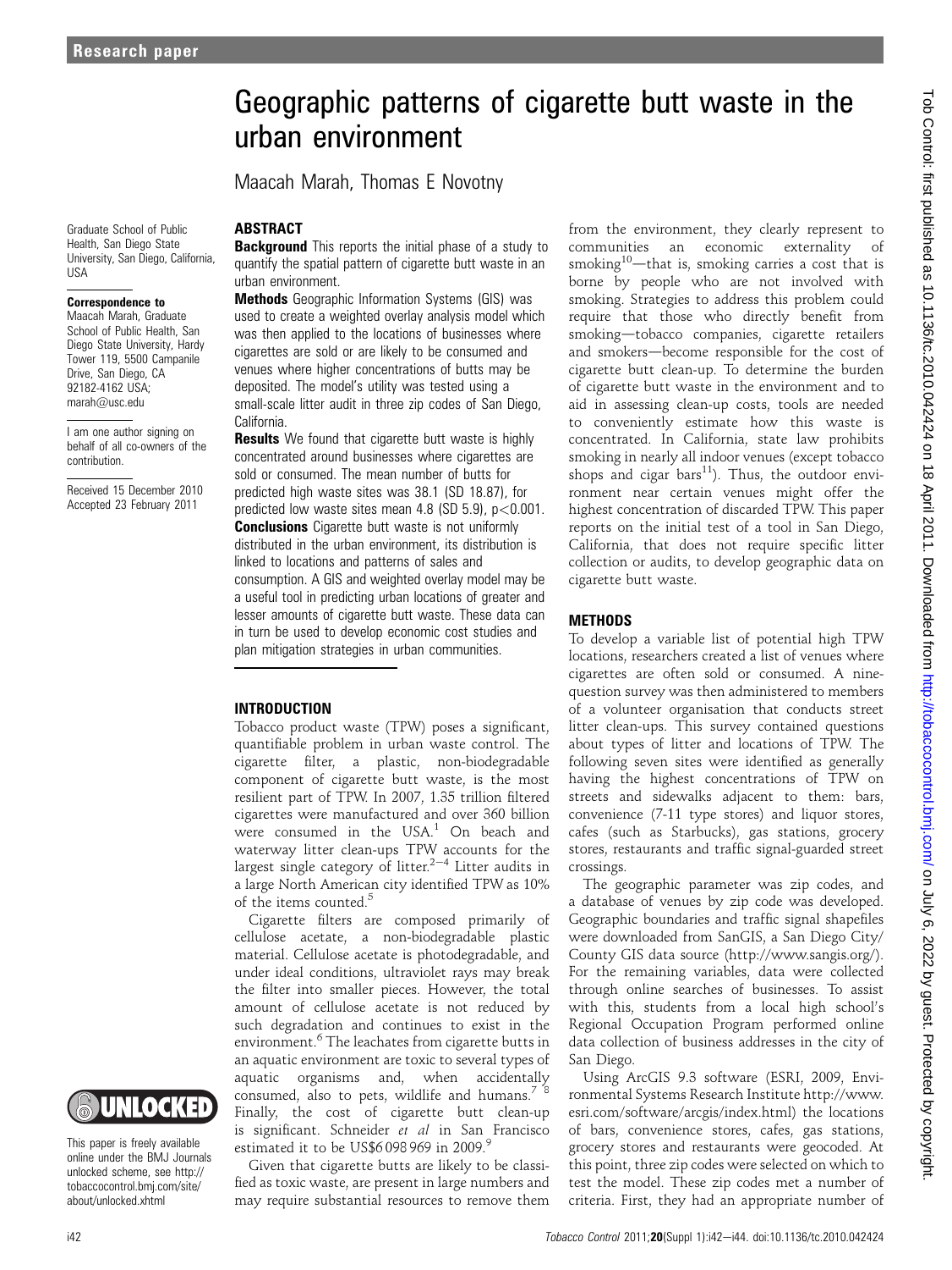# Geographic patterns of cigarette butt waste in the urban environment

Maacah Marah, Thomas E Novotny

Graduate School of Public Health, San Diego State University, San Diego, California, USA

**Correspondence to**
Maacah Marah, Graduate School of Public Health, San Diego State University, Hardy Tower 119, 5500 Campanile Drive, San Diego, CA 92182-4162 USA; marah@usc.edu

I am one author signing on behalf of all co-owners of the contribution.

Received 15 December 2010
Accepted 23 February 2011

This paper is freely available online under the BMJ Journals unlocked scheme, see http://tobaccocontrol.bmj.com/site/about/unlocked.xhtml

## ABSTRACT

**Background** This reports the initial phase of a study to quantify the spatial pattern of cigarette butt waste in an urban environment.

**Methods** Geographic Information Systems (GIS) was used to create a weighted overlay analysis model which was then applied to the locations of businesses where cigarettes are sold or are likely to be consumed and venues where higher concentrations of butts may be deposited. The model's utility was tested using a small-scale litter audit in three zip codes of San Diego, California.

**Results** We found that cigarette butt waste is highly concentrated around businesses where cigarettes are sold or consumed. The mean number of butts for predicted high waste sites was 38.1 (SD 18.87), for predicted low waste sites mean 4.8 (SD 5.9), $p<0.001$.

**Conclusions** Cigarette butt waste is not uniformly distributed in the urban environment, its distribution is linked to locations and patterns of sales and consumption. A GIS and weighted overlay model may be a useful tool in predicting urban locations of greater and lesser amounts of cigarette butt waste. These data can in turn be used to develop economic cost studies and plan mitigation strategies in urban communities.

## INTRODUCTION

Tobacco product waste (TPW) poses a significant, quantifiable problem in urban waste control. The cigarette filter, a plastic, non-biodegradable component of cigarette butt waste, is the most resilient part of TPW. In 2007, 1.35 trillion filtered cigarettes were manufactured and over 360 billion were consumed in the USA.[1] On beach and waterway litter clean-ups TPW accounts for the largest single category of litter.[2–4] Litter audits in a large North American city identified TPW as 10% of the items counted.[5]

Cigarette filters are composed primarily of cellulose acetate, a non-biodegradable plastic material. Cellulose acetate is photodegradable, and under ideal conditions, ultraviolet rays may break the filter into smaller pieces. However, the total amount of cellulose acetate is not reduced by such degradation and continues to exist in the environment.[6] The leachates from cigarette butts in an aquatic environment are toxic to several types of aquatic organisms and, when accidentally consumed, also to pets, wildlife and humans.[7 8] Finally, the cost of cigarette butt clean-up is significant. Schneider *et al* in San Francisco estimated it to be US$6 098 969 in 2009.[9]

Given that cigarette butts are likely to be classified as toxic waste, are present in large numbers and may require substantial resources to remove them from the environment, they clearly represent to communities an economic externality of smoking[10]—that is, smoking carries a cost that is borne by people who are not involved with smoking. Strategies to address this problem could require that those who directly benefit from smoking—tobacco companies, cigarette retailers and smokers—become responsible for the cost of cigarette butt clean-up. To determine the burden of cigarette butt waste in the environment and to aid in assessing clean-up costs, tools are needed to conveniently estimate how this waste is concentrated. In California, state law prohibits smoking in nearly all indoor venues (except tobacco shops and cigar bars[11]). Thus, the outdoor environment near certain venues might offer the highest concentration of discarded TPW. This paper reports on the initial test of a tool in San Diego, California, that does not require specific litter collection or audits, to develop geographic data on cigarette butt waste.

## METHODS

To develop a variable list of potential high TPW locations, researchers created a list of venues where cigarettes are often sold or consumed. A nine-question survey was then administered to members of a volunteer organisation that conducts street litter clean-ups. This survey contained questions about types of litter and locations of TPW. The following seven sites were identified as generally having the highest concentrations of TPW on streets and sidewalks adjacent to them: bars, convenience (7-11 type stores) and liquor stores, cafes (such as Starbucks), gas stations, grocery stores, restaurants and traffic signal-guarded street crossings.

The geographic parameter was zip codes, and a database of venues by zip code was developed. Geographic boundaries and traffic signal shapefiles were downloaded from SanGIS, a San Diego City/County GIS data source (http://www.sangis.org/). For the remaining variables, data were collected through online searches of businesses. To assist with this, students from a local high school's Regional Occupation Program performed online data collection of business addresses in the city of San Diego.

Using ArcGIS 9.3 software (ESRI, 2009, Environmental Systems Research Institute http://www.esri.com/software/arcgis/index.html) the locations of bars, convenience stores, cafes, gas stations, grocery stores and restaurants were geocoded. At this point, three zip codes were selected on which to test the model. These zip codes met a number of criteria. First, they had an appropriate number of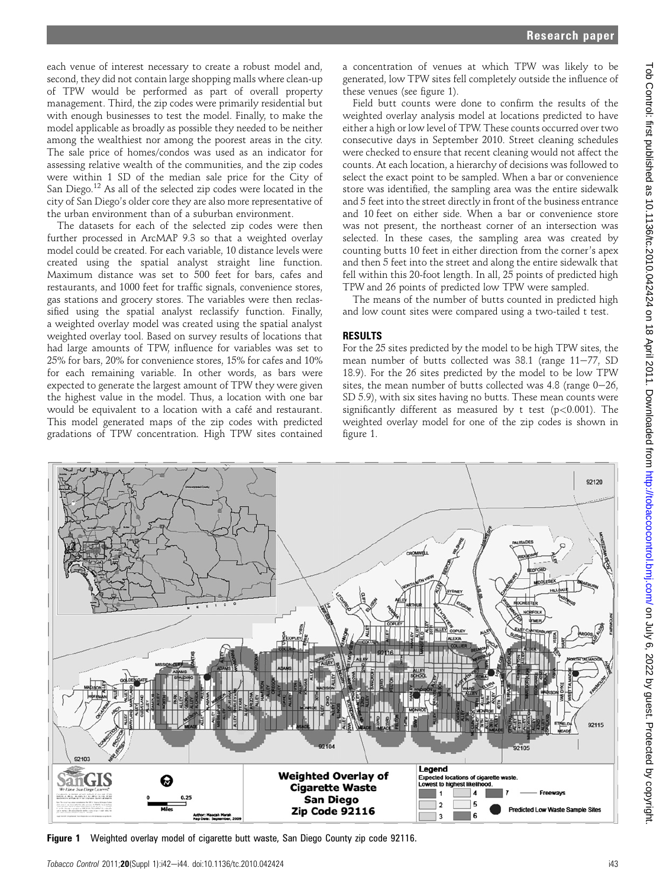each venue of interest necessary to create a robust model and, second, they did not contain large shopping malls where clean-up of TPW would be performed as part of overall property management. Third, the zip codes were primarily residential but with enough businesses to test the model. Finally, to make the model applicable as broadly as possible they needed to be neither among the wealthiest nor among the poorest areas in the city. The sale price of homes/condos was used as an indicator for assessing relative wealth of the communities, and the zip codes were within 1 SD of the median sale price for the City of San Diego.[12] As all of the selected zip codes were located in the city of San Diego's older core they are also more representative of the urban environment than of a suburban environment.

The datasets for each of the selected zip codes were then further processed in ArcMAP 9.3 so that a weighted overlay model could be created. For each variable, 10 distance levels were created using the spatial analyst straight line function. Maximum distance was set to 500 feet for bars, cafes and restaurants, and 1000 feet for traffic signals, convenience stores, gas stations and grocery stores. The variables were then reclassified using the spatial analyst reclassify function. Finally, a weighted overlay model was created using the spatial analyst weighted overlay tool. Based on survey results of locations that had large amounts of TPW, influence for variables was set to 25% for bars, 20% for convenience stores, 15% for cafes and 10% for each remaining variable. In other words, as bars were expected to generate the largest amount of TPW they were given the highest value in the model. Thus, a location with one bar would be equivalent to a location with a café and restaurant. This model generated maps of the zip codes with predicted gradations of TPW concentration. High TPW sites contained a concentration of venues at which TPW was likely to be generated, low TPW sites fell completely outside the influence of these venues (see figure 1).

Field butt counts were done to confirm the results of the weighted overlay analysis model at locations predicted to have either a high or low level of TPW. These counts occurred over two consecutive days in September 2010. Street cleaning schedules were checked to ensure that recent cleaning would not affect the counts. At each location, a hierarchy of decisions was followed to select the exact point to be sampled. When a bar or convenience store was identified, the sampling area was the entire sidewalk and 5 feet into the street directly in front of the business entrance and 10 feet on either side. When a bar or convenience store was not present, the northeast corner of an intersection was selected. In these cases, the sampling area was created by counting butts 10 feet in either direction from the corner's apex and then 5 feet into the street and along the entire sidewalk that fell within this 20-foot length. In all, 25 points of predicted high TPW and 26 points of predicted low TPW were sampled.

The means of the number of butts counted in predicted high and low count sites were compared using a two-tailed t test.

## RESULTS

For the 25 sites predicted by the model to be high TPW sites, the mean number of butts collected was 38.1 (range 11–77, SD 18.9). For the 26 sites predicted by the model to be low TPW sites, the mean number of butts collected was 4.8 (range 0–26, SD 5.9), with six sites having no butts. These mean counts were significantly different as measured by t test ($p<0.001$). The weighted overlay model for one of the zip codes is shown in figure 1.

**Figure 1** Weighted overlay model of cigarette butt waste, San Diego County zip code 92116.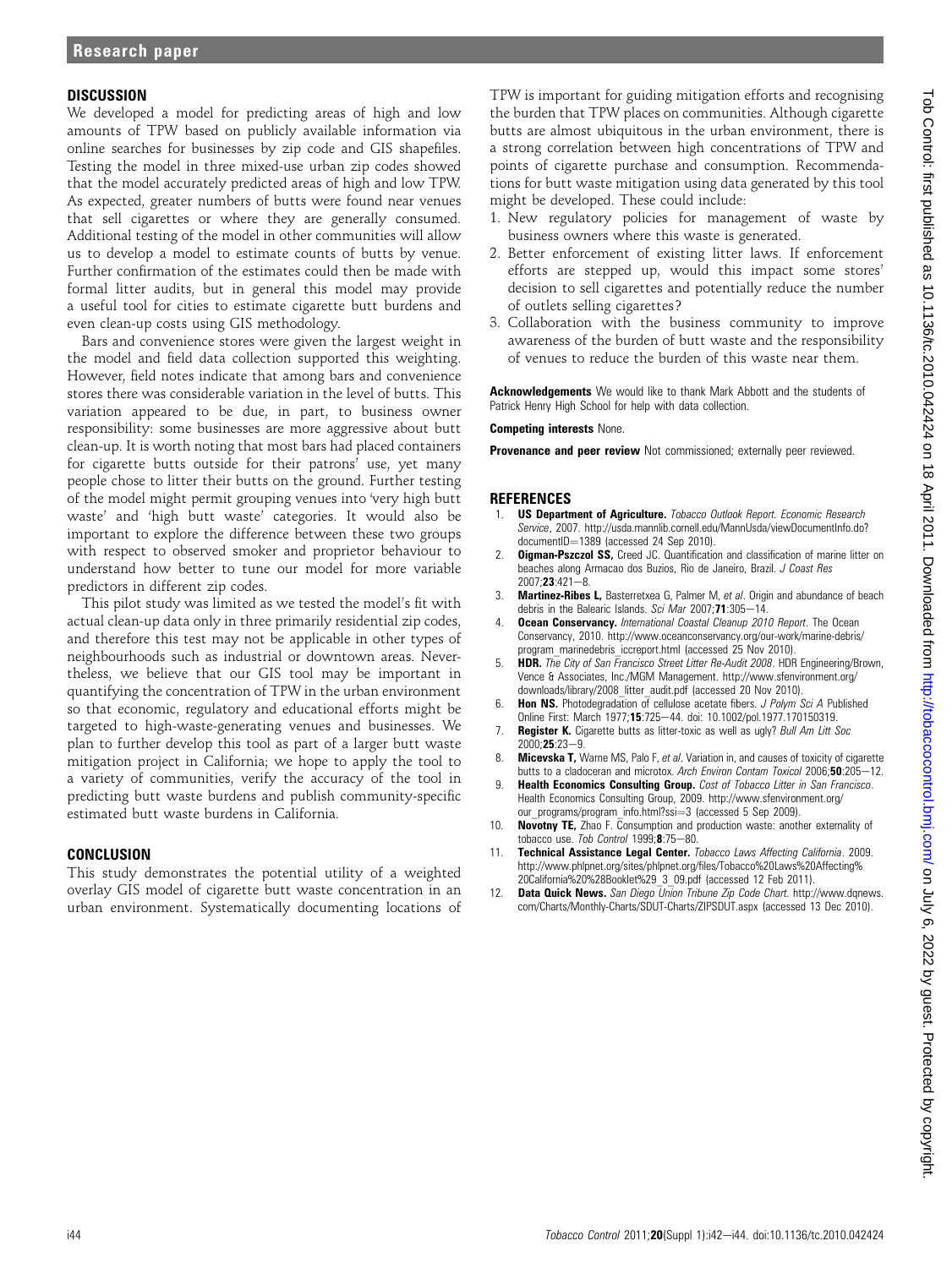## DISCUSSION

We developed a model for predicting areas of high and low amounts of TPW based on publicly available information via online searches for businesses by zip code and GIS shapefiles. Testing the model in three mixed-use urban zip codes showed that the model accurately predicted areas of high and low TPW. As expected, greater numbers of butts were found near venues that sell cigarettes or where they are generally consumed. Additional testing of the model in other communities will allow us to develop a model to estimate counts of butts by venue. Further confirmation of the estimates could then be made with formal litter audits, but in general this model may provide a useful tool for cities to estimate cigarette butt burdens and even clean-up costs using GIS methodology.

Bars and convenience stores were given the largest weight in the model and field data collection supported this weighting. However, field notes indicate that among bars and convenience stores there was considerable variation in the level of butts. This variation appeared to be due, in part, to business owner responsibility: some businesses are more aggressive about butt clean-up. It is worth noting that most bars had placed containers for cigarette butts outside for their patrons' use, yet many people chose to litter their butts on the ground. Further testing of the model might permit grouping venues into 'very high butt waste' and 'high butt waste' categories. It would also be important to explore the difference between these two groups with respect to observed smoker and proprietor behaviour to understand how better to tune our model for more variable predictors in different zip codes.

This pilot study was limited as we tested the model's fit with actual clean-up data only in three primarily residential zip codes, and therefore this test may not be applicable in other types of neighbourhoods such as industrial or downtown areas. Nevertheless, we believe that our GIS tool may be important in quantifying the concentration of TPW in the urban environment so that economic, regulatory and educational efforts might be targeted to high-waste-generating venues and businesses. We plan to further develop this tool as part of a larger butt waste mitigation project in California; we hope to apply the tool to a variety of communities, verify the accuracy of the tool in predicting butt waste burdens and publish community-specific estimated butt waste burdens in California.

## CONCLUSION

This study demonstrates the potential utility of a weighted overlay GIS model of cigarette butt waste concentration in an urban environment. Systematically documenting locations of TPW is important for guiding mitigation efforts and recognising the burden that TPW places on communities. Although cigarette butts are almost ubiquitous in the urban environment, there is a strong correlation between high concentrations of TPW and points of cigarette purchase and consumption. Recommendations for butt waste mitigation using data generated by this tool might be developed. These could include:

1. New regulatory policies for management of waste by business owners where this waste is generated.
2. Better enforcement of existing litter laws. If enforcement efforts are stepped up, would this impact some stores' decision to sell cigarettes and potentially reduce the number of outlets selling cigarettes?
3. Collaboration with the business community to improve awareness of the burden of butt waste and the responsibility of venues to reduce the burden of this waste near them.

**Acknowledgements** We would like to thank Mark Abbott and the students of Patrick Henry High School for help with data collection.

**Competing interests** None.

**Provenance and peer review** Not commissioned; externally peer reviewed.

## REFERENCES

1. **US Department of Agriculture.** *Tobacco Outlook Report. Economic Research Service*, 2007. http://usda.mannlib.cornell.edu/MannUsda/viewDocumentInfo.do?documentID=1389 (accessed 24 Sep 2010).
2. **Oigman-Pszczol SS,** Creed JC. Quantification and classification of marine litter on beaches along Armacao dos Buzios, Rio de Janeiro, Brazil. *J Coast Res* 2007;**23**:421−8.
3. **Martinez-Ribes L,** Basterretxea G, Palmer M, *et al*. Origin and abundance of beach debris in the Balearic Islands. *Sci Mar* 2007;**71**:305−14.
4. **Ocean Conservancy.** *International Coastal Cleanup 2010 Report*. The Ocean Conservancy, 2010. http://www.oceanconservancy.org/our-work/marine-debris/program_marinedebris_iccreport.html (accessed 25 Nov 2010).
5. **HDR.** *The City of San Francisco Street Litter Re-Audit 2008*. HDR Engineering/Brown, Vence & Associates, Inc./MGM Management. http://www.sfenvironment.org/downloads/library/2008_litter_audit.pdf (accessed 20 Nov 2010).
6. **Hon NS.** Photodegradation of cellulose acetate fibers. *J Polym Sci A* Published Online First: March 1977;**15**:725−44. doi: 10.1002/pol.1977.170150319.
7. **Register K.** Cigarette butts as litter-toxic as well as ugly? *Bull Am Litt Soc* 2000;**25**:23−9.
8. **Micevska T,** Warne MS, Palo F, *et al*. Variation in, and causes of toxicity of cigarette butts to a cladoceran and microtox. *Arch Environ Contam Toxicol* 2006;**50**:205−12.
9. **Health Economics Consulting Group.** *Cost of Tobacco Litter in San Francisco*. Health Economics Consulting Group, 2009. http://www.sfenvironment.org/our_programs/program_info.html?ssi=3 (accessed 5 Sep 2009).
10. **Novotny TE,** Zhao F. Consumption and production waste: another externality of tobacco use. *Tob Control* 1999;**8**:75−80.
11. **Technical Assistance Legal Center.** *Tobacco Laws Affecting California*. 2009. http://www.phlpnet.org/sites/phlpnet.org/files/Tobacco%20Laws%20Affecting%20California%20%28Booklet%29_3_09.pdf (accessed 12 Feb 2011).
12. **Data Quick News.** *San Diego Union Tribune Zip Code Chart*. http://www.dqnews.com/Charts/Monthly-Charts/SDUT-Charts/ZIPSDUT.aspx (accessed 13 Dec 2010).